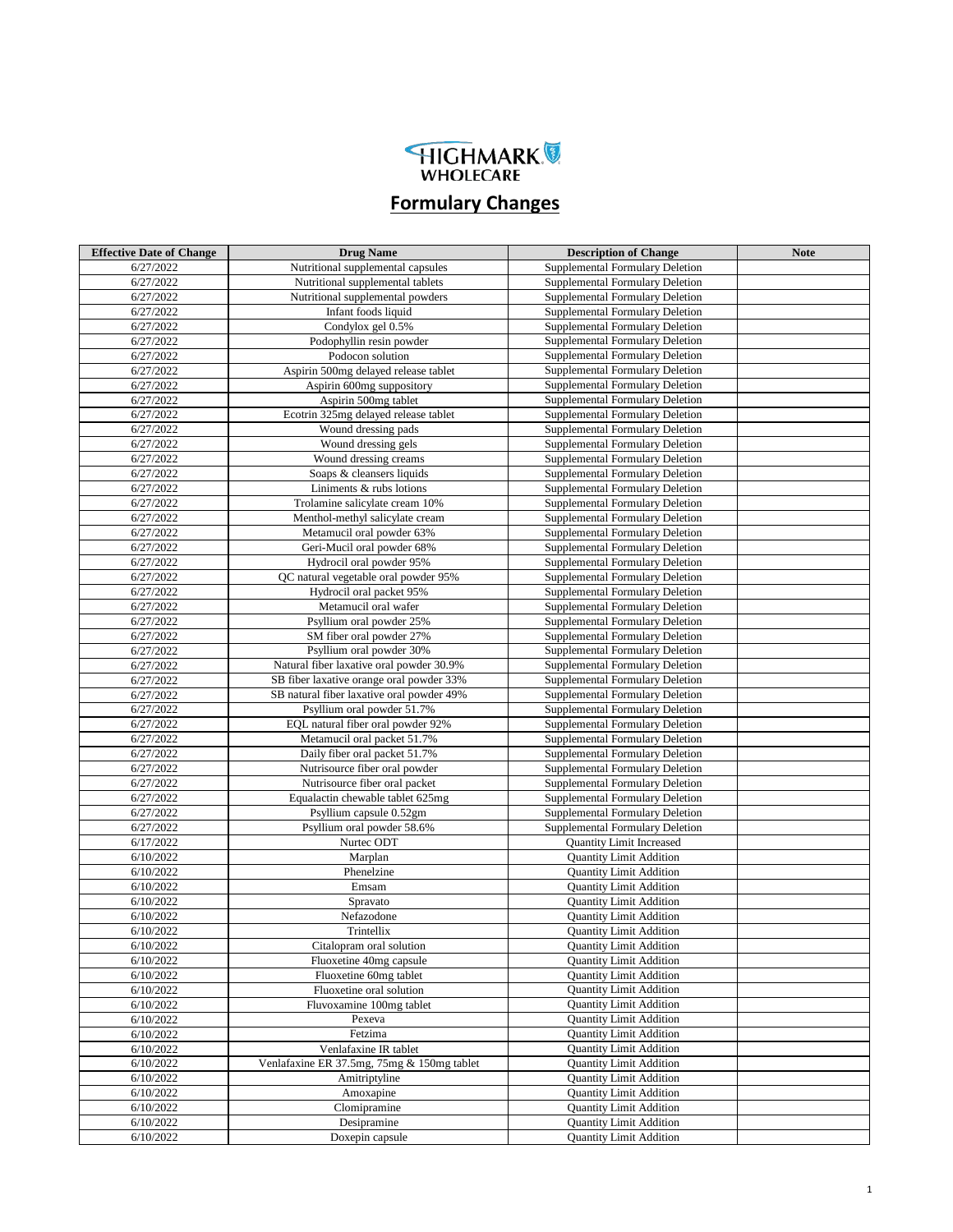HIGHMARK WHOLECARE

# Formulary Changes

| Effective Date of Change | Drug Name | Description of Change | Note |
|---|---|---|---|
| 6/27/2022 | Nutritional supplemental capsules | Supplemental Formulary Deletion | |
| 6/27/2022 | Nutritional supplemental tablets | Supplemental Formulary Deletion | |
| 6/27/2022 | Nutritional supplemental powders | Supplemental Formulary Deletion | |
| 6/27/2022 | Infant foods liquid | Supplemental Formulary Deletion | |
| 6/27/2022 | Condylox gel 0.5% | Supplemental Formulary Deletion | |
| 6/27/2022 | Podophyllin resin powder | Supplemental Formulary Deletion | |
| 6/27/2022 | Podocon solution | Supplemental Formulary Deletion | |
| 6/27/2022 | Aspirin 500mg delayed release tablet | Supplemental Formulary Deletion | |
| 6/27/2022 | Aspirin 600mg suppository | Supplemental Formulary Deletion | |
| 6/27/2022 | Aspirin 500mg tablet | Supplemental Formulary Deletion | |
| 6/27/2022 | Ecotrin 325mg delayed release tablet | Supplemental Formulary Deletion | |
| 6/27/2022 | Wound dressing pads | Supplemental Formulary Deletion | |
| 6/27/2022 | Wound dressing gels | Supplemental Formulary Deletion | |
| 6/27/2022 | Wound dressing creams | Supplemental Formulary Deletion | |
| 6/27/2022 | Soaps & cleansers liquids | Supplemental Formulary Deletion | |
| 6/27/2022 | Liniments & rubs lotions | Supplemental Formulary Deletion | |
| 6/27/2022 | Trolamine salicylate cream 10% | Supplemental Formulary Deletion | |
| 6/27/2022 | Menthol-methyl salicylate cream | Supplemental Formulary Deletion | |
| 6/27/2022 | Metamucil oral powder 63% | Supplemental Formulary Deletion | |
| 6/27/2022 | Geri-Mucil oral powder 68% | Supplemental Formulary Deletion | |
| 6/27/2022 | Hydrocil oral powder 95% | Supplemental Formulary Deletion | |
| 6/27/2022 | QC natural vegetable oral powder 95% | Supplemental Formulary Deletion | |
| 6/27/2022 | Hydrocil oral packet 95% | Supplemental Formulary Deletion | |
| 6/27/2022 | Metamucil oral wafer | Supplemental Formulary Deletion | |
| 6/27/2022 | Psyllium oral powder 25% | Supplemental Formulary Deletion | |
| 6/27/2022 | SM fiber oral powder 27% | Supplemental Formulary Deletion | |
| 6/27/2022 | Psyllium oral powder 30% | Supplemental Formulary Deletion | |
| 6/27/2022 | Natural fiber laxative oral powder 30.9% | Supplemental Formulary Deletion | |
| 6/27/2022 | SB fiber laxative orange oral powder 33% | Supplemental Formulary Deletion | |
| 6/27/2022 | SB natural fiber laxative oral powder 49% | Supplemental Formulary Deletion | |
| 6/27/2022 | Psyllium oral powder 51.7% | Supplemental Formulary Deletion | |
| 6/27/2022 | EQL natural fiber oral powder 92% | Supplemental Formulary Deletion | |
| 6/27/2022 | Metamucil oral packet 51.7% | Supplemental Formulary Deletion | |
| 6/27/2022 | Daily fiber oral packet 51.7% | Supplemental Formulary Deletion | |
| 6/27/2022 | Nutrisource fiber oral powder | Supplemental Formulary Deletion | |
| 6/27/2022 | Nutrisource fiber oral packet | Supplemental Formulary Deletion | |
| 6/27/2022 | Equalactin chewable tablet 625mg | Supplemental Formulary Deletion | |
| 6/27/2022 | Psyllium capsule 0.52gm | Supplemental Formulary Deletion | |
| 6/27/2022 | Psyllium oral powder 58.6% | Supplemental Formulary Deletion | |
| 6/17/2022 | Nurtec ODT | Quantity Limit Increased | |
| 6/10/2022 | Marplan | Quantity Limit Addition | |
| 6/10/2022 | Phenelzine | Quantity Limit Addition | |
| 6/10/2022 | Emsam | Quantity Limit Addition | |
| 6/10/2022 | Spravato | Quantity Limit Addition | |
| 6/10/2022 | Nefazodone | Quantity Limit Addition | |
| 6/10/2022 | Trintellix | Quantity Limit Addition | |
| 6/10/2022 | Citalopram oral solution | Quantity Limit Addition | |
| 6/10/2022 | Fluoxetine 40mg capsule | Quantity Limit Addition | |
| 6/10/2022 | Fluoxetine 60mg tablet | Quantity Limit Addition | |
| 6/10/2022 | Fluoxetine oral solution | Quantity Limit Addition | |
| 6/10/2022 | Fluvoxamine 100mg tablet | Quantity Limit Addition | |
| 6/10/2022 | Pexeva | Quantity Limit Addition | |
| 6/10/2022 | Fetzima | Quantity Limit Addition | |
| 6/10/2022 | Venlafaxine IR tablet | Quantity Limit Addition | |
| 6/10/2022 | Venlafaxine ER 37.5mg, 75mg & 150mg tablet | Quantity Limit Addition | |
| 6/10/2022 | Amitriptyline | Quantity Limit Addition | |
| 6/10/2022 | Amoxapine | Quantity Limit Addition | |
| 6/10/2022 | Clomipramine | Quantity Limit Addition | |
| 6/10/2022 | Desipramine | Quantity Limit Addition | |
| 6/10/2022 | Doxepin capsule | Quantity Limit Addition | |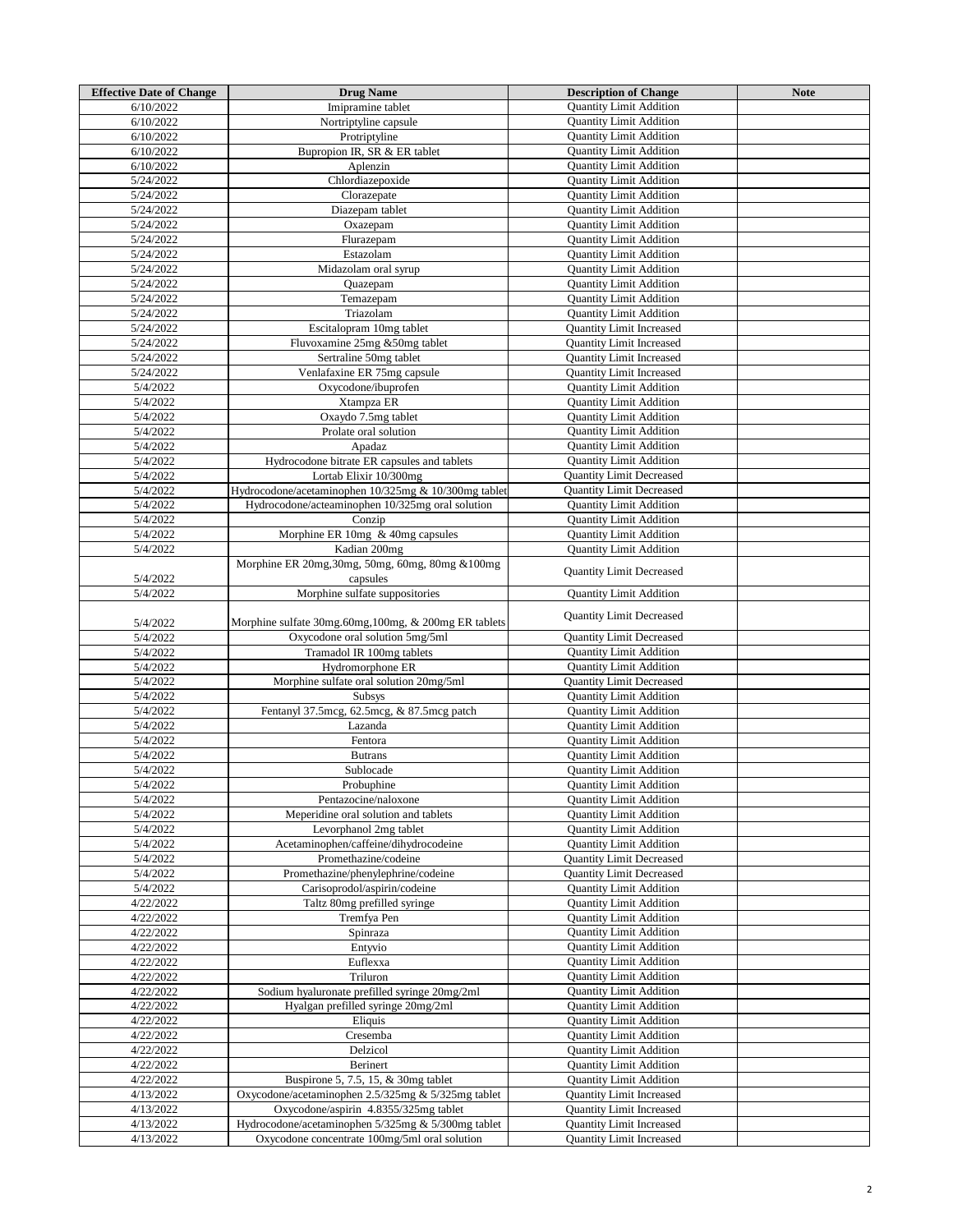| Effective Date of Change | Drug Name | Description of Change | Note |
|---|---|---|---|
| 6/10/2022 | Imipramine tablet | Quantity Limit Addition | |
| 6/10/2022 | Nortriptyline capsule | Quantity Limit Addition | |
| 6/10/2022 | Protriptyline | Quantity Limit Addition | |
| 6/10/2022 | Bupropion IR, SR & ER tablet | Quantity Limit Addition | |
| 6/10/2022 | Aplenzin | Quantity Limit Addition | |
| 5/24/2022 | Chlordiazepoxide | Quantity Limit Addition | |
| 5/24/2022 | Clorazepate | Quantity Limit Addition | |
| 5/24/2022 | Diazepam tablet | Quantity Limit Addition | |
| 5/24/2022 | Oxazepam | Quantity Limit Addition | |
| 5/24/2022 | Flurazepam | Quantity Limit Addition | |
| 5/24/2022 | Estazolam | Quantity Limit Addition | |
| 5/24/2022 | Midazolam oral syrup | Quantity Limit Addition | |
| 5/24/2022 | Quazepam | Quantity Limit Addition | |
| 5/24/2022 | Temazepam | Quantity Limit Addition | |
| 5/24/2022 | Triazolam | Quantity Limit Addition | |
| 5/24/2022 | Escitalopram 10mg tablet | Quantity Limit Increased | |
| 5/24/2022 | Fluvoxamine 25mg &50mg tablet | Quantity Limit Increased | |
| 5/24/2022 | Sertraline 50mg tablet | Quantity Limit Increased | |
| 5/24/2022 | Venlafaxine ER 75mg capsule | Quantity Limit Increased | |
| 5/4/2022 | Oxycodone/ibuprofen | Quantity Limit Addition | |
| 5/4/2022 | Xtampza ER | Quantity Limit Addition | |
| 5/4/2022 | Oxaydo 7.5mg tablet | Quantity Limit Addition | |
| 5/4/2022 | Prolate oral solution | Quantity Limit Addition | |
| 5/4/2022 | Apadaz | Quantity Limit Addition | |
| 5/4/2022 | Hydrocodone bitrate ER capsules and tablets | Quantity Limit Addition | |
| 5/4/2022 | Lortab Elixir 10/300mg | Quantity Limit Decreased | |
| 5/4/2022 | Hydrocodone/acetaminophen 10/325mg & 10/300mg tablet | Quantity Limit Decreased | |
| 5/4/2022 | Hydrocodone/acteaminophen 10/325mg oral solution | Quantity Limit Addition | |
| 5/4/2022 | Conzip | Quantity Limit Addition | |
| 5/4/2022 | Morphine ER 10mg & 40mg capsules | Quantity Limit Addition | |
| 5/4/2022 | Kadian 200mg | Quantity Limit Addition | |
| 5/4/2022 | Morphine ER 20mg,30mg, 50mg, 60mg, 80mg &100mg capsules | Quantity Limit Decreased | |
| 5/4/2022 | Morphine sulfate suppositories | Quantity Limit Addition | |
| 5/4/2022 | Morphine sulfate 30mg.60mg,100mg, & 200mg ER tablets | Quantity Limit Decreased | |
| 5/4/2022 | Oxycodone oral solution 5mg/5ml | Quantity Limit Decreased | |
| 5/4/2022 | Tramadol IR 100mg tablets | Quantity Limit Addition | |
| 5/4/2022 | Hydromorphone ER | Quantity Limit Addition | |
| 5/4/2022 | Morphine sulfate oral solution 20mg/5ml | Quantity Limit Decreased | |
| 5/4/2022 | Subsys | Quantity Limit Addition | |
| 5/4/2022 | Fentanyl 37.5mcg, 62.5mcg, & 87.5mcg patch | Quantity Limit Addition | |
| 5/4/2022 | Lazanda | Quantity Limit Addition | |
| 5/4/2022 | Fentora | Quantity Limit Addition | |
| 5/4/2022 | Butrans | Quantity Limit Addition | |
| 5/4/2022 | Sublocade | Quantity Limit Addition | |
| 5/4/2022 | Probuphine | Quantity Limit Addition | |
| 5/4/2022 | Pentazocine/naloxone | Quantity Limit Addition | |
| 5/4/2022 | Meperidine oral solution and tablets | Quantity Limit Addition | |
| 5/4/2022 | Levorphanol 2mg tablet | Quantity Limit Addition | |
| 5/4/2022 | Acetaminophen/caffeine/dihydrocodeine | Quantity Limit Addition | |
| 5/4/2022 | Promethazine/codeine | Quantity Limit Decreased | |
| 5/4/2022 | Promethazine/phenylephrine/codeine | Quantity Limit Decreased | |
| 5/4/2022 | Carisoprodol/aspirin/codeine | Quantity Limit Addition | |
| 4/22/2022 | Taltz 80mg prefilled syringe | Quantity Limit Addition | |
| 4/22/2022 | Tremfya Pen | Quantity Limit Addition | |
| 4/22/2022 | Spinraza | Quantity Limit Addition | |
| 4/22/2022 | Entyvio | Quantity Limit Addition | |
| 4/22/2022 | Euflexxa | Quantity Limit Addition | |
| 4/22/2022 | Triluron | Quantity Limit Addition | |
| 4/22/2022 | Sodium hyaluronate prefilled syringe 20mg/2ml | Quantity Limit Addition | |
| 4/22/2022 | Hyalgan prefilled syringe 20mg/2ml | Quantity Limit Addition | |
| 4/22/2022 | Eliquis | Quantity Limit Addition | |
| 4/22/2022 | Cresemba | Quantity Limit Addition | |
| 4/22/2022 | Delzicol | Quantity Limit Addition | |
| 4/22/2022 | Berinert | Quantity Limit Addition | |
| 4/22/2022 | Buspirone 5, 7.5, 15, & 30mg tablet | Quantity Limit Addition | |
| 4/13/2022 | Oxycodone/acetaminophen 2.5/325mg & 5/325mg tablet | Quantity Limit Increased | |
| 4/13/2022 | Oxycodone/aspirin 4.8355/325mg tablet | Quantity Limit Increased | |
| 4/13/2022 | Hydrocodone/acetaminophen 5/325mg & 5/300mg tablet | Quantity Limit Increased | |
| 4/13/2022 | Oxycodone concentrate 100mg/5ml oral solution | Quantity Limit Increased | |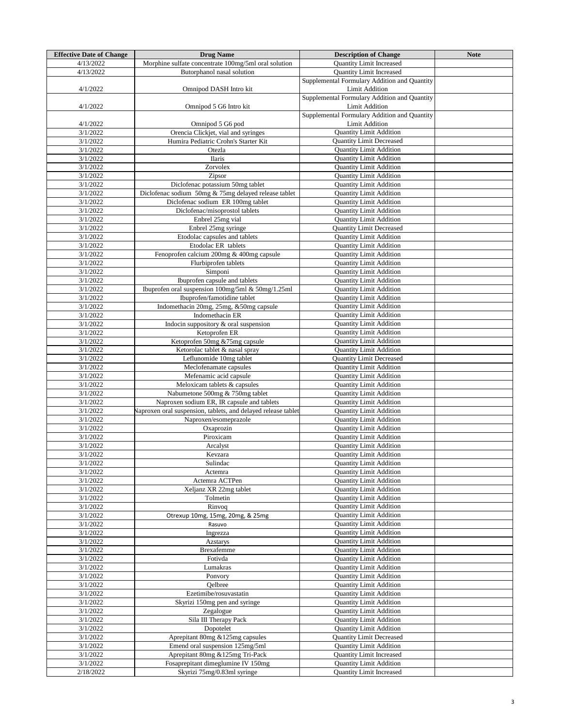| Effective Date of Change | Drug Name | Description of Change | Note |
|---|---|---|---|
| 4/13/2022 | Morphine sulfate concentrate 100mg/5ml oral solution | Quantity Limit Increased | |
| 4/13/2022 | Butorphanol nasal solution | Quantity Limit Increased | |
| 4/1/2022 | Omnipod DASH Intro kit | Supplemental Formulary Addition and Quantity Limit Addition | |
| 4/1/2022 | Omnipod 5 G6 Intro kit | Supplemental Formulary Addition and Quantity Limit Addition | |
| 4/1/2022 | Omnipod 5 G6 pod | Supplemental Formulary Addition and Quantity Limit Addition | |
| 3/1/2022 | Orencia Clickjet, vial and syringes | Quantity Limit Addition | |
| 3/1/2022 | Humira Pediatric Crohn's Starter Kit | Quantity Limit Decreased | |
| 3/1/2022 | Otezla | Quantity Limit Addition | |
| 3/1/2022 | Ilaris | Quantity Limit Addition | |
| 3/1/2022 | Zorvolex | Quantity Limit Addition | |
| 3/1/2022 | Zipsor | Quantity Limit Addition | |
| 3/1/2022 | Diclofenac potassium 50mg tablet | Quantity Limit Addition | |
| 3/1/2022 | Diclofenac sodium 50mg & 75mg delayed release tablet | Quantity Limit Addition | |
| 3/1/2022 | Diclofenac sodium ER 100mg tablet | Quantity Limit Addition | |
| 3/1/2022 | Diclofenac/misoprostol tablets | Quantity Limit Addition | |
| 3/1/2022 | Enbrel 25mg vial | Quantity Limit Addition | |
| 3/1/2022 | Enbrel 25mg syringe | Quantity Limit Decreased | |
| 3/1/2022 | Etodolac capsules and tablets | Quantity Limit Addition | |
| 3/1/2022 | Etodolac ER tablets | Quantity Limit Addition | |
| 3/1/2022 | Fenoprofen calcium 200mg & 400mg capsule | Quantity Limit Addition | |
| 3/1/2022 | Flurbiprofen tablets | Quantity Limit Addition | |
| 3/1/2022 | Simponi | Quantity Limit Addition | |
| 3/1/2022 | Ibuprofen capsule and tablets | Quantity Limit Addition | |
| 3/1/2022 | Ibuprofen oral suspension 100mg/5ml & 50mg/1.25ml | Quantity Limit Addition | |
| 3/1/2022 | Ibuprofen/famotidine tablet | Quantity Limit Addition | |
| 3/1/2022 | Indomethacin 20mg, 25mg, &50mg capsule | Quantity Limit Addition | |
| 3/1/2022 | Indomethacin ER | Quantity Limit Addition | |
| 3/1/2022 | Indocin suppository & oral suspension | Quantity Limit Addition | |
| 3/1/2022 | Ketoprofen ER | Quantity Limit Addition | |
| 3/1/2022 | Ketoprofen 50mg &75mg capsule | Quantity Limit Addition | |
| 3/1/2022 | Ketorolac tablet & nasal spray | Quantity Limit Addition | |
| 3/1/2022 | Leflunomide 10mg tablet | Quantity Limit Decreased | |
| 3/1/2022 | Meclofenamate capsules | Quantity Limit Addition | |
| 3/1/2022 | Mefenamic acid capsule | Quantity Limit Addition | |
| 3/1/2022 | Meloxicam tablets & capsules | Quantity Limit Addition | |
| 3/1/2022 | Nabumetone 500mg & 750mg tablet | Quantity Limit Addition | |
| 3/1/2022 | Naproxen sodium ER, IR capsule and tablets | Quantity Limit Addition | |
| 3/1/2022 | Naproxen oral suspension, tablets, and delayed release tablet | Quantity Limit Addition | |
| 3/1/2022 | Naproxen/esomeprazole | Quantity Limit Addition | |
| 3/1/2022 | Oxaprozin | Quantity Limit Addition | |
| 3/1/2022 | Piroxicam | Quantity Limit Addition | |
| 3/1/2022 | Arcalyst | Quantity Limit Addition | |
| 3/1/2022 | Kevzara | Quantity Limit Addition | |
| 3/1/2022 | Sulindac | Quantity Limit Addition | |
| 3/1/2022 | Actemra | Quantity Limit Addition | |
| 3/1/2022 | Actemra ACTPen | Quantity Limit Addition | |
| 3/1/2022 | Xeljanz XR 22mg tablet | Quantity Limit Addition | |
| 3/1/2022 | Tolmetin | Quantity Limit Addition | |
| 3/1/2022 | Rinvoq | Quantity Limit Addition | |
| 3/1/2022 | Otrexup 10mg, 15mg, 20mg, & 25mg | Quantity Limit Addition | |
| 3/1/2022 | Rasuvo | Quantity Limit Addition | |
| 3/1/2022 | Ingrezza | Quantity Limit Addition | |
| 3/1/2022 | Azstarys | Quantity Limit Addition | |
| 3/1/2022 | Brexafemme | Quantity Limit Addition | |
| 3/1/2022 | Fotivda | Quantity Limit Addition | |
| 3/1/2022 | Lumakras | Quantity Limit Addition | |
| 3/1/2022 | Ponvory | Quantity Limit Addition | |
| 3/1/2022 | Qelbree | Quantity Limit Addition | |
| 3/1/2022 | Ezetimibe/rosuvastatin | Quantity Limit Addition | |
| 3/1/2022 | Skyrizi 150mg pen and syringe | Quantity Limit Addition | |
| 3/1/2022 | Zegalogue | Quantity Limit Addition | |
| 3/1/2022 | Sila III Therapy Pack | Quantity Limit Addition | |
| 3/1/2022 | Dopotelet | Quantity Limit Addition | |
| 3/1/2022 | Aprepitant 80mg &125mg capsules | Quantity Limit Decreased | |
| 3/1/2022 | Emend oral suspension 125mg/5ml | Quantity Limit Addition | |
| 3/1/2022 | Aprepitant 80mg &125mg Tri-Pack | Quantity Limit Increased | |
| 3/1/2022 | Fosaprepitant dimeglumine IV 150mg | Quantity Limit Addition | |
| 2/18/2022 | Skyrizi 75mg/0.83ml syringe | Quantity Limit Increased | |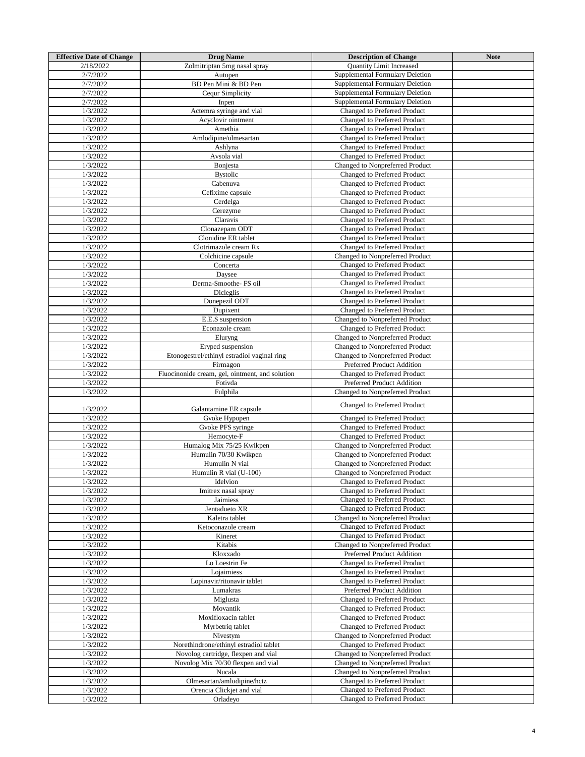| Effective Date of Change | Drug Name | Description of Change | Note |
| --- | --- | --- | --- |
| 2/18/2022 | Zolmitriptan 5mg nasal spray | Quantity Limit Increased | |
| 2/7/2022 | Autopen | Supplemental Formulary Deletion | |
| 2/7/2022 | BD Pen Mini & BD Pen | Supplemental Formulary Deletion | |
| 2/7/2022 | Cequr Simplicity | Supplemental Formulary Deletion | |
| 2/7/2022 | Inpen | Supplemental Formulary Deletion | |
| 1/3/2022 | Actemra syringe and vial | Changed to Preferred Product | |
| 1/3/2022 | Acyclovir ointment | Changed to Preferred Product | |
| 1/3/2022 | Amethia | Changed to Preferred Product | |
| 1/3/2022 | Amlodipine/olmesartan | Changed to Preferred Product | |
| 1/3/2022 | Ashlyna | Changed to Preferred Product | |
| 1/3/2022 | Avsola vial | Changed to Preferred Product | |
| 1/3/2022 | Bonjesta | Changed to Nonpreferred Product | |
| 1/3/2022 | Bystolic | Changed to Preferred Product | |
| 1/3/2022 | Cabenuva | Changed to Preferred Product | |
| 1/3/2022 | Cefixime capsule | Changed to Preferred Product | |
| 1/3/2022 | Cerdelga | Changed to Preferred Product | |
| 1/3/2022 | Cerezyme | Changed to Preferred Product | |
| 1/3/2022 | Claravis | Changed to Preferred Product | |
| 1/3/2022 | Clonazepam ODT | Changed to Preferred Product | |
| 1/3/2022 | Clonidine ER tablet | Changed to Preferred Product | |
| 1/3/2022 | Clotrimazole cream Rx | Changed to Preferred Product | |
| 1/3/2022 | Colchicine capsule | Changed to Nonpreferred Product | |
| 1/3/2022 | Concerta | Changed to Preferred Product | |
| 1/3/2022 | Daysee | Changed to Preferred Product | |
| 1/3/2022 | Derma-Smoothe- FS oil | Changed to Preferred Product | |
| 1/3/2022 | Dicleglis | Changed to Preferred Product | |
| 1/3/2022 | Donepezil ODT | Changed to Preferred Product | |
| 1/3/2022 | Dupixent | Changed to Preferred Product | |
| 1/3/2022 | E.E.S suspension | Changed to Nonpreferred Product | |
| 1/3/2022 | Econazole cream | Changed to Preferred Product | |
| 1/3/2022 | Eluryng | Changed to Nonpreferred Product | |
| 1/3/2022 | Eryped suspension | Changed to Nonpreferred Product | |
| 1/3/2022 | Etonogestrel/ethinyl estradiol vaginal ring | Changed to Nonpreferred Product | |
| 1/3/2022 | Firmagon | Preferred Product Addition | |
| 1/3/2022 | Fluocinonide cream, gel, ointment, and solution | Changed to Preferred Product | |
| 1/3/2022 | Fotivda | Preferred Product Addition | |
| 1/3/2022 | Fulphila | Changed to Nonpreferred Product | |
| 1/3/2022 | Galantamine ER capsule | Changed to Preferred Product | |
| 1/3/2022 | Gvoke Hypopen | Changed to Preferred Product | |
| 1/3/2022 | Gvoke PFS syringe | Changed to Preferred Product | |
| 1/3/2022 | Hemocyte-F | Changed to Preferred Product | |
| 1/3/2022 | Humalog Mix 75/25 Kwikpen | Changed to Nonpreferred Product | |
| 1/3/2022 | Humulin 70/30 Kwikpen | Changed to Nonpreferred Product | |
| 1/3/2022 | Humulin N vial | Changed to Nonpreferred Product | |
| 1/3/2022 | Humulin R vial (U-100) | Changed to Nonpreferred Product | |
| 1/3/2022 | Idelvion | Changed to Preferred Product | |
| 1/3/2022 | Imitrex nasal spray | Changed to Preferred Product | |
| 1/3/2022 | Jaimiess | Changed to Preferred Product | |
| 1/3/2022 | Jentadueto XR | Changed to Preferred Product | |
| 1/3/2022 | Kaletra tablet | Changed to Nonpreferred Product | |
| 1/3/2022 | Ketoconazole cream | Changed to Preferred Product | |
| 1/3/2022 | Kineret | Changed to Preferred Product | |
| 1/3/2022 | Kitabis | Changed to Nonpreferred Product | |
| 1/3/2022 | Kloxxado | Preferred Product Addition | |
| 1/3/2022 | Lo Loestrin Fe | Changed to Preferred Product | |
| 1/3/2022 | Lojaimiess | Changed to Preferred Product | |
| 1/3/2022 | Lopinavir/ritonavir tablet | Changed to Preferred Product | |
| 1/3/2022 | Lumakras | Preferred Product Addition | |
| 1/3/2022 | Miglusta | Changed to Preferred Product | |
| 1/3/2022 | Movantik | Changed to Preferred Product | |
| 1/3/2022 | Moxifloxacin tablet | Changed to Preferred Product | |
| 1/3/2022 | Myrbetriq tablet | Changed to Preferred Product | |
| 1/3/2022 | Nivestym | Changed to Nonpreferred Product | |
| 1/3/2022 | Norethindrone/ethinyl estradiol tablet | Changed to Preferred Product | |
| 1/3/2022 | Novolog cartridge, flexpen and vial | Changed to Nonpreferred Product | |
| 1/3/2022 | Novolog Mix 70/30 flexpen and vial | Changed to Nonpreferred Product | |
| 1/3/2022 | Nucala | Changed to Nonpreferred Product | |
| 1/3/2022 | Olmesartan/amlodipine/hctz | Changed to Preferred Product | |
| 1/3/2022 | Orencia Clickjet and vial | Changed to Preferred Product | |
| 1/3/2022 | Orladeyo | Changed to Preferred Product | |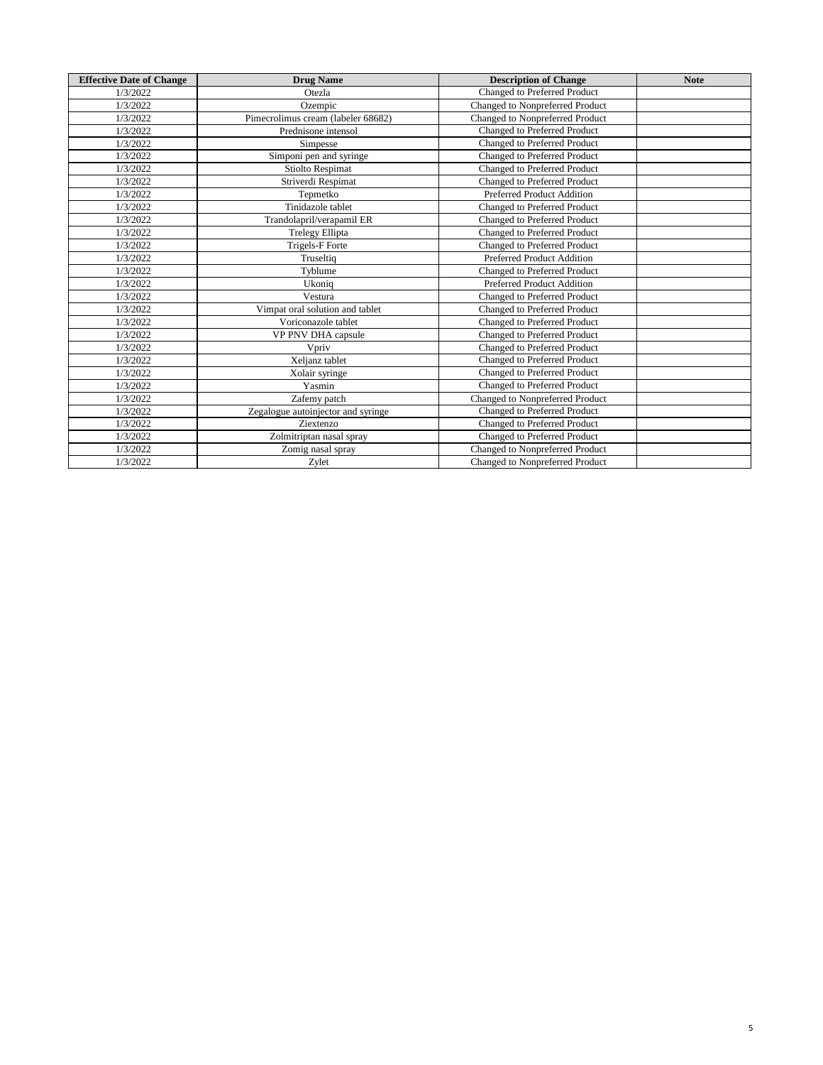| Effective Date of Change | Drug Name | Description of Change | Note |
|---|---|---|---|
| 1/3/2022 | Otezla | Changed to Preferred Product | |
| 1/3/2022 | Ozempic | Changed to Nonpreferred Product | |
| 1/3/2022 | Pimecrolimus cream (labeler 68682) | Changed to Nonpreferred Product | |
| 1/3/2022 | Prednisone intensol | Changed to Preferred Product | |
| 1/3/2022 | Simpesse | Changed to Preferred Product | |
| 1/3/2022 | Simponi pen and syringe | Changed to Preferred Product | |
| 1/3/2022 | Stiolto Respimat | Changed to Preferred Product | |
| 1/3/2022 | Striverdi Respimat | Changed to Preferred Product | |
| 1/3/2022 | Tepmetko | Preferred Product Addition | |
| 1/3/2022 | Tinidazole tablet | Changed to Preferred Product | |
| 1/3/2022 | Trandolapril/verapamil ER | Changed to Preferred Product | |
| 1/3/2022 | Trelegy Ellipta | Changed to Preferred Product | |
| 1/3/2022 | Trigels-F Forte | Changed to Preferred Product | |
| 1/3/2022 | Truseltiq | Preferred Product Addition | |
| 1/3/2022 | Tyblume | Changed to Preferred Product | |
| 1/3/2022 | Ukoniq | Preferred Product Addition | |
| 1/3/2022 | Vestura | Changed to Preferred Product | |
| 1/3/2022 | Vimpat oral solution and tablet | Changed to Preferred Product | |
| 1/3/2022 | Voriconazole tablet | Changed to Preferred Product | |
| 1/3/2022 | VP PNV DHA capsule | Changed to Preferred Product | |
| 1/3/2022 | Vpriv | Changed to Preferred Product | |
| 1/3/2022 | Xeljanz tablet | Changed to Preferred Product | |
| 1/3/2022 | Xolair syringe | Changed to Preferred Product | |
| 1/3/2022 | Yasmin | Changed to Preferred Product | |
| 1/3/2022 | Zafemy patch | Changed to Nonpreferred Product | |
| 1/3/2022 | Zegalogue autoinjector and syringe | Changed to Preferred Product | |
| 1/3/2022 | Ziextenzo | Changed to Preferred Product | |
| 1/3/2022 | Zolmitriptan nasal spray | Changed to Preferred Product | |
| 1/3/2022 | Zomig nasal spray | Changed to Nonpreferred Product | |
| 1/3/2022 | Zylet | Changed to Nonpreferred Product | |